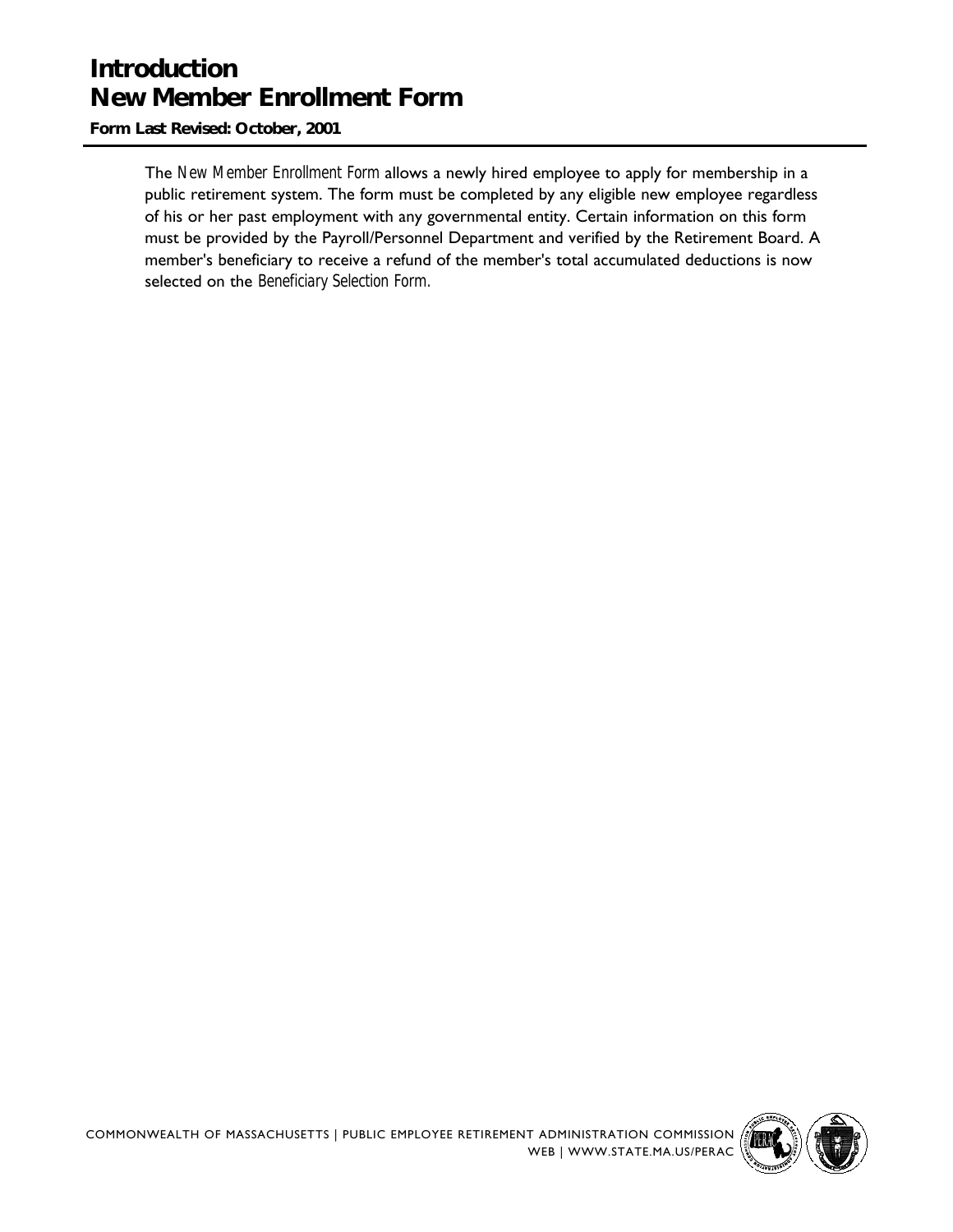# Introduction
# New Member Enrollment Form

**Form Last Revised: October, 2001**

The *New Member Enrollment Form* allows a newly hired employee to apply for membership in a public retirement system. The form must be completed by any eligible new employee regardless of his or her past employment with any governmental entity. Certain information on this form must be provided by the Payroll/Personnel Department and verified by the Retirement Board. A member's beneficiary to receive a refund of the member's total accumulated deductions is now selected on the *Beneficiary Selection Form*.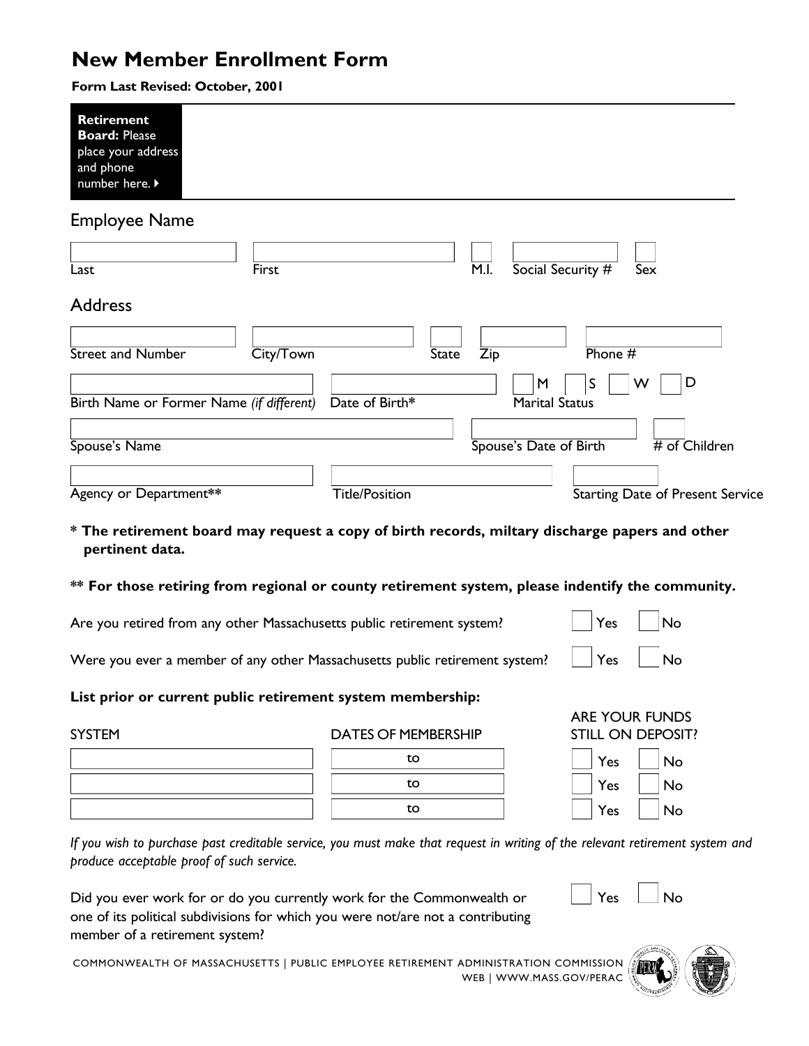# New Member Enrollment Form

**Form Last Revised: October, 2001**

**Retirement Board:** Please place your address and phone number here. ▸

## Employee Name

| Last | First | M.I. | Social Security # | Sex |
|---|---|---|---|---|
| | | | | |

## Address

| Street and Number | City/Town | State | Zip | Phone # |
|---|---|---|---|---|
| | | | | |

| Birth Name or Former Name *(if different)* | Date of Birth* | Marital Status |
|---|---|---|
| | | ☐ M ☐ S ☐ W ☐ D |

| Spouse's Name | Spouse's Date of Birth | # of Children |
|---|---|---|
| | | |

| Agency or Department** | Title/Position | Starting Date of Present Service |
|---|---|---|
| | | |

**\* The retirement board may request a copy of birth records, miltary discharge papers and other pertinent data.**

**\*\* For those retiring from regional or county retirement system, please indentify the community.**

Are you retired from any other Massachusetts public retirement system? ☐ Yes ☐ No

Were you ever a member of any other Massachusetts public retirement system? ☐ Yes ☐ No

**List prior or current public retirement system membership:**

| SYSTEM | DATES OF MEMBERSHIP | ARE YOUR FUNDS STILL ON DEPOSIT? |
|---|---|---|
| | to | ☐ Yes ☐ No |
| | to | ☐ Yes ☐ No |
| | to | ☐ Yes ☐ No |

*If you wish to purchase past creditable service, you must make that request in writing of the relevant retirement system and produce acceptable proof of such service.*

Did you ever work for or do you currently work for the Commonwealth or one of its political subdivisions for which you were not/are not a contributing member of a retirement system? ☐ Yes ☐ No

COMMONWEALTH OF MASSACHUSETTS | PUBLIC EMPLOYEE RETIREMENT ADMINISTRATION COMMISSION
WEB | WWW.MASS.GOV/PERAC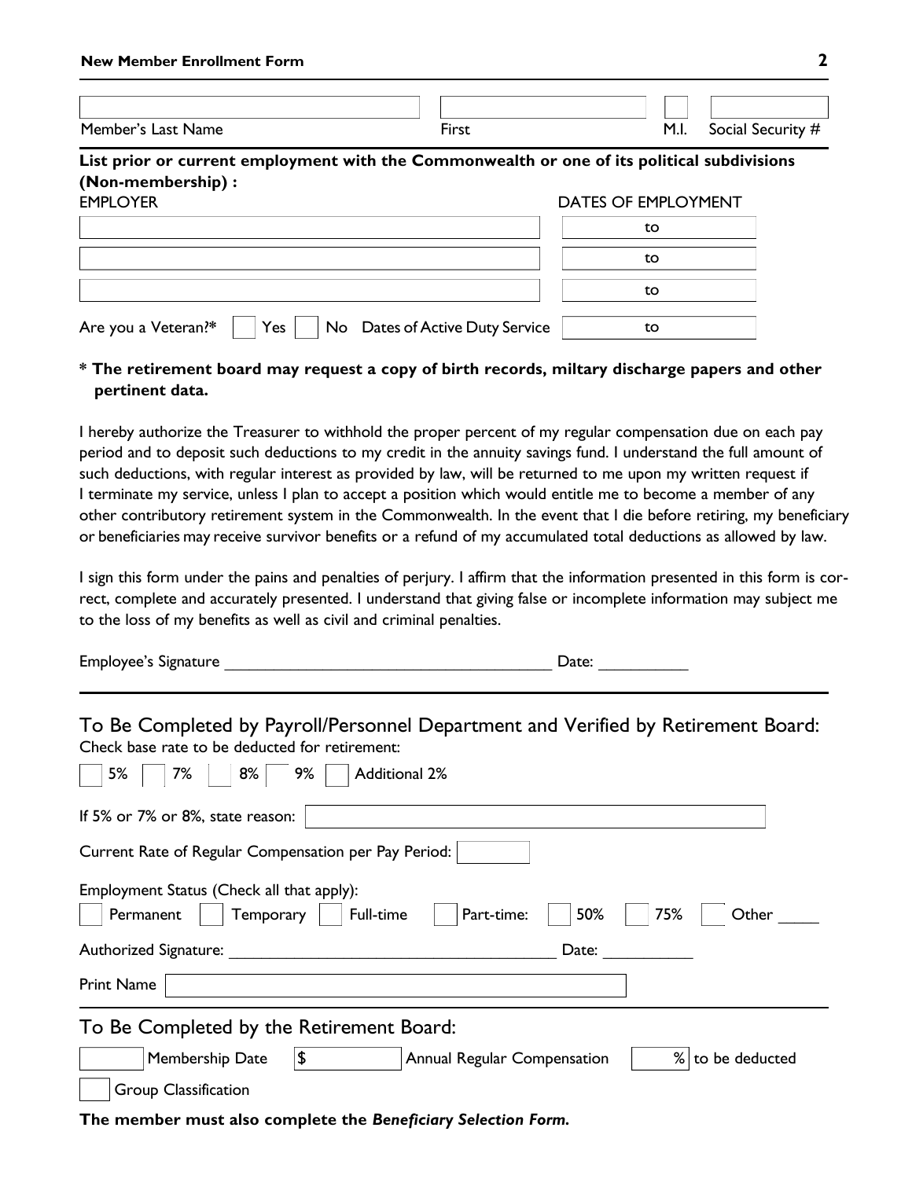| | | | |
|---|---|---|---|
| Member's Last Name | First | M.I. | Social Security # |

**List prior or current employment with the Commonwealth or one of its political subdivisions (Non-membership) :**

| EMPLOYER | DATES OF EMPLOYMENT |
|---|---|
| | to |
| | to |
| | to |

Are you a Veteran?* ☐ Yes ☐ No Dates of Active Duty Service ______ to ______

**\* The retirement board may request a copy of birth records, miltary discharge papers and other pertinent data.**

I hereby authorize the Treasurer to withhold the proper percent of my regular compensation due on each pay period and to deposit such deductions to my credit in the annuity savings fund. I understand the full amount of such deductions, with regular interest as provided by law, will be returned to me upon my written request if I terminate my service, unless I plan to accept a position which would entitle me to become a member of any other contributory retirement system in the Commonwealth. In the event that I die before retiring, my beneficiary or beneficiaries may receive survivor benefits or a refund of my accumulated total deductions as allowed by law.

I sign this form under the pains and penalties of perjury. I affirm that the information presented in this form is correct, complete and accurately presented. I understand that giving false or incomplete information may subject me to the loss of my benefits as well as civil and criminal penalties.

Employee's Signature ______________________________ Date: __________

## To Be Completed by Payroll/Personnel Department and Verified by Retirement Board:

Check base rate to be deducted for retirement:

☐ 5% ☐ 7% ☐ 8% ☐ 9% ☐ Additional 2%

If 5% or 7% or 8%, state reason: ______________________________

Current Rate of Regular Compensation per Pay Period: __________

Employment Status (Check all that apply):

☐ Permanent ☐ Temporary ☐ Full-time ☐ Part-time: ☐ 50% ☐ 75% ☐ Other _____

Authorized Signature: ______________________________ Date: __________

Print Name ______________________________

## To Be Completed by the Retirement Board:

______ Membership Date $ ______ Annual Regular Compensation ______ % to be deducted

______ Group Classification

**The member must also complete the *Beneficiary Selection Form.***